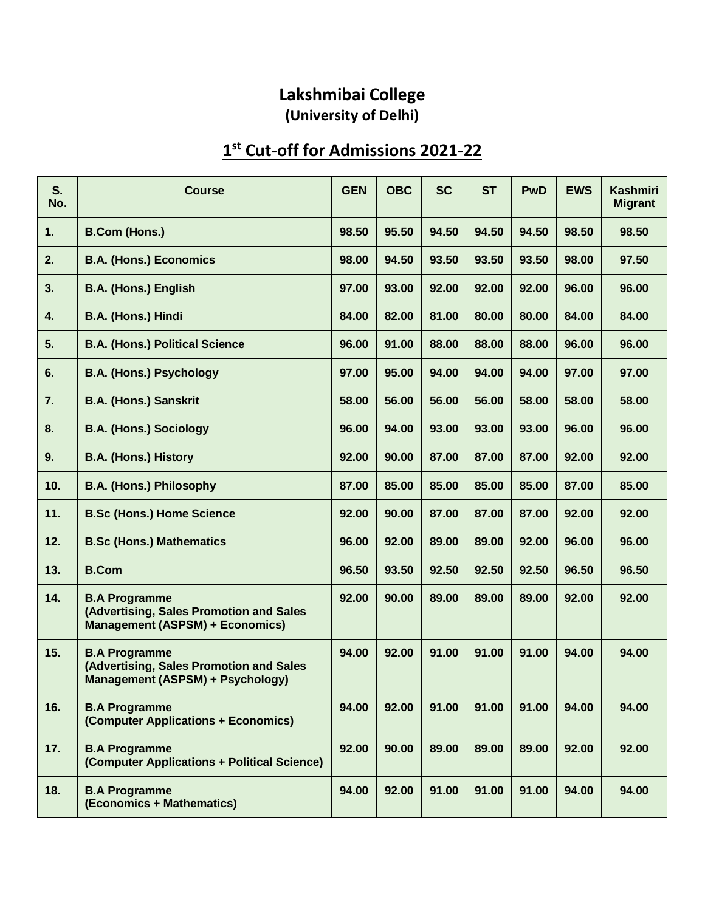# Lakshmibai College

## (University of Delhi)

## 1st Cut-off for Admissions 2021-22

| S. No. | Course | GEN | OBC | SC | ST | PwD | EWS | Kashmiri Migrant |
|---|---|---|---|---|---|---|---|---|
| 1. | B.Com (Hons.) | 98.50 | 95.50 | 94.50 | 94.50 | 94.50 | 98.50 | 98.50 |
| 2. | B.A. (Hons.) Economics | 98.00 | 94.50 | 93.50 | 93.50 | 93.50 | 98.00 | 97.50 |
| 3. | B.A. (Hons.) English | 97.00 | 93.00 | 92.00 | 92.00 | 92.00 | 96.00 | 96.00 |
| 4. | B.A. (Hons.) Hindi | 84.00 | 82.00 | 81.00 | 80.00 | 80.00 | 84.00 | 84.00 |
| 5. | B.A. (Hons.) Political Science | 96.00 | 91.00 | 88.00 | 88.00 | 88.00 | 96.00 | 96.00 |
| 6. | B.A. (Hons.) Psychology | 97.00 | 95.00 | 94.00 | 94.00 | 94.00 | 97.00 | 97.00 |
| 7. | B.A. (Hons.) Sanskrit | 58.00 | 56.00 | 56.00 | 56.00 | 58.00 | 58.00 | 58.00 |
| 8. | B.A. (Hons.) Sociology | 96.00 | 94.00 | 93.00 | 93.00 | 93.00 | 96.00 | 96.00 |
| 9. | B.A. (Hons.) History | 92.00 | 90.00 | 87.00 | 87.00 | 87.00 | 92.00 | 92.00 |
| 10. | B.A. (Hons.) Philosophy | 87.00 | 85.00 | 85.00 | 85.00 | 85.00 | 87.00 | 85.00 |
| 11. | B.Sc (Hons.) Home Science | 92.00 | 90.00 | 87.00 | 87.00 | 87.00 | 92.00 | 92.00 |
| 12. | B.Sc (Hons.) Mathematics | 96.00 | 92.00 | 89.00 | 89.00 | 92.00 | 96.00 | 96.00 |
| 13. | B.Com | 96.50 | 93.50 | 92.50 | 92.50 | 92.50 | 96.50 | 96.50 |
| 14. | B.A Programme (Advertising, Sales Promotion and Sales Management (ASPSM) + Economics) | 92.00 | 90.00 | 89.00 | 89.00 | 89.00 | 92.00 | 92.00 |
| 15. | B.A Programme (Advertising, Sales Promotion and Sales Management (ASPSM) + Psychology) | 94.00 | 92.00 | 91.00 | 91.00 | 91.00 | 94.00 | 94.00 |
| 16. | B.A Programme (Computer Applications + Economics) | 94.00 | 92.00 | 91.00 | 91.00 | 91.00 | 94.00 | 94.00 |
| 17. | B.A Programme (Computer Applications + Political Science) | 92.00 | 90.00 | 89.00 | 89.00 | 89.00 | 92.00 | 92.00 |
| 18. | B.A Programme (Economics + Mathematics) | 94.00 | 92.00 | 91.00 | 91.00 | 91.00 | 94.00 | 94.00 |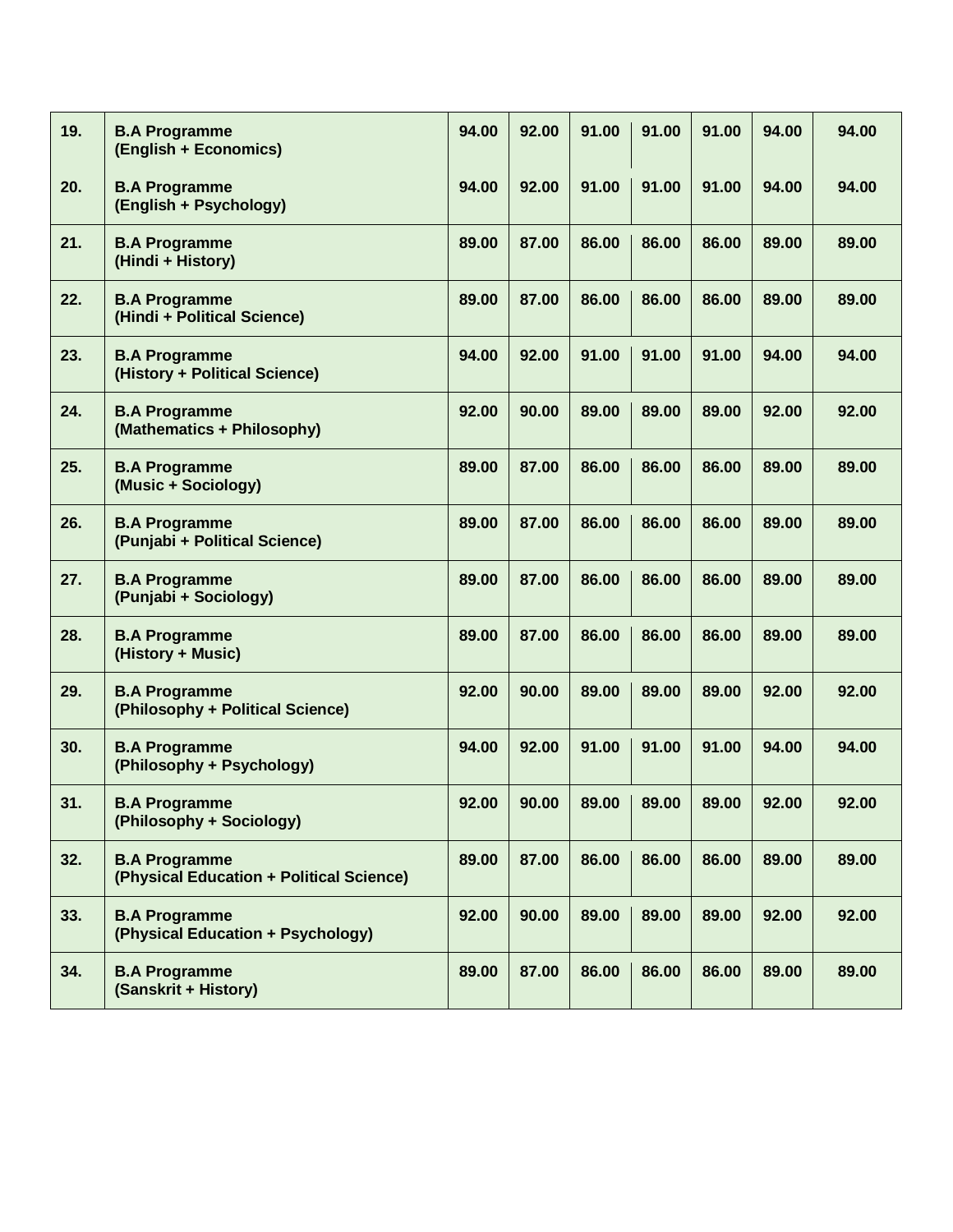| | | | | | | | | |
|---|---|---|---|---|---|---|---|---|
| **19.** | **B.A Programme (English + Economics)** | **94.00** | **92.00** | **91.00** | **91.00** | **91.00** | **94.00** | **94.00** |
| **20.** | **B.A Programme (English + Psychology)** | **94.00** | **92.00** | **91.00** | **91.00** | **91.00** | **94.00** | **94.00** |
| **21.** | **B.A Programme (Hindi + History)** | **89.00** | **87.00** | **86.00** | **86.00** | **86.00** | **89.00** | **89.00** |
| **22.** | **B.A Programme (Hindi + Political Science)** | **89.00** | **87.00** | **86.00** | **86.00** | **86.00** | **89.00** | **89.00** |
| **23.** | **B.A Programme (History + Political Science)** | **94.00** | **92.00** | **91.00** | **91.00** | **91.00** | **94.00** | **94.00** |
| **24.** | **B.A Programme (Mathematics + Philosophy)** | **92.00** | **90.00** | **89.00** | **89.00** | **89.00** | **92.00** | **92.00** |
| **25.** | **B.A Programme (Music + Sociology)** | **89.00** | **87.00** | **86.00** | **86.00** | **86.00** | **89.00** | **89.00** |
| **26.** | **B.A Programme (Punjabi + Political Science)** | **89.00** | **87.00** | **86.00** | **86.00** | **86.00** | **89.00** | **89.00** |
| **27.** | **B.A Programme (Punjabi + Sociology)** | **89.00** | **87.00** | **86.00** | **86.00** | **86.00** | **89.00** | **89.00** |
| **28.** | **B.A Programme (History + Music)** | **89.00** | **87.00** | **86.00** | **86.00** | **86.00** | **89.00** | **89.00** |
| **29.** | **B.A Programme (Philosophy + Political Science)** | **92.00** | **90.00** | **89.00** | **89.00** | **89.00** | **92.00** | **92.00** |
| **30.** | **B.A Programme (Philosophy + Psychology)** | **94.00** | **92.00** | **91.00** | **91.00** | **91.00** | **94.00** | **94.00** |
| **31.** | **B.A Programme (Philosophy + Sociology)** | **92.00** | **90.00** | **89.00** | **89.00** | **89.00** | **92.00** | **92.00** |
| **32.** | **B.A Programme (Physical Education + Political Science)** | **89.00** | **87.00** | **86.00** | **86.00** | **86.00** | **89.00** | **89.00** |
| **33.** | **B.A Programme (Physical Education + Psychology)** | **92.00** | **90.00** | **89.00** | **89.00** | **89.00** | **92.00** | **92.00** |
| **34.** | **B.A Programme (Sanskrit + History)** | **89.00** | **87.00** | **86.00** | **86.00** | **86.00** | **89.00** | **89.00** |